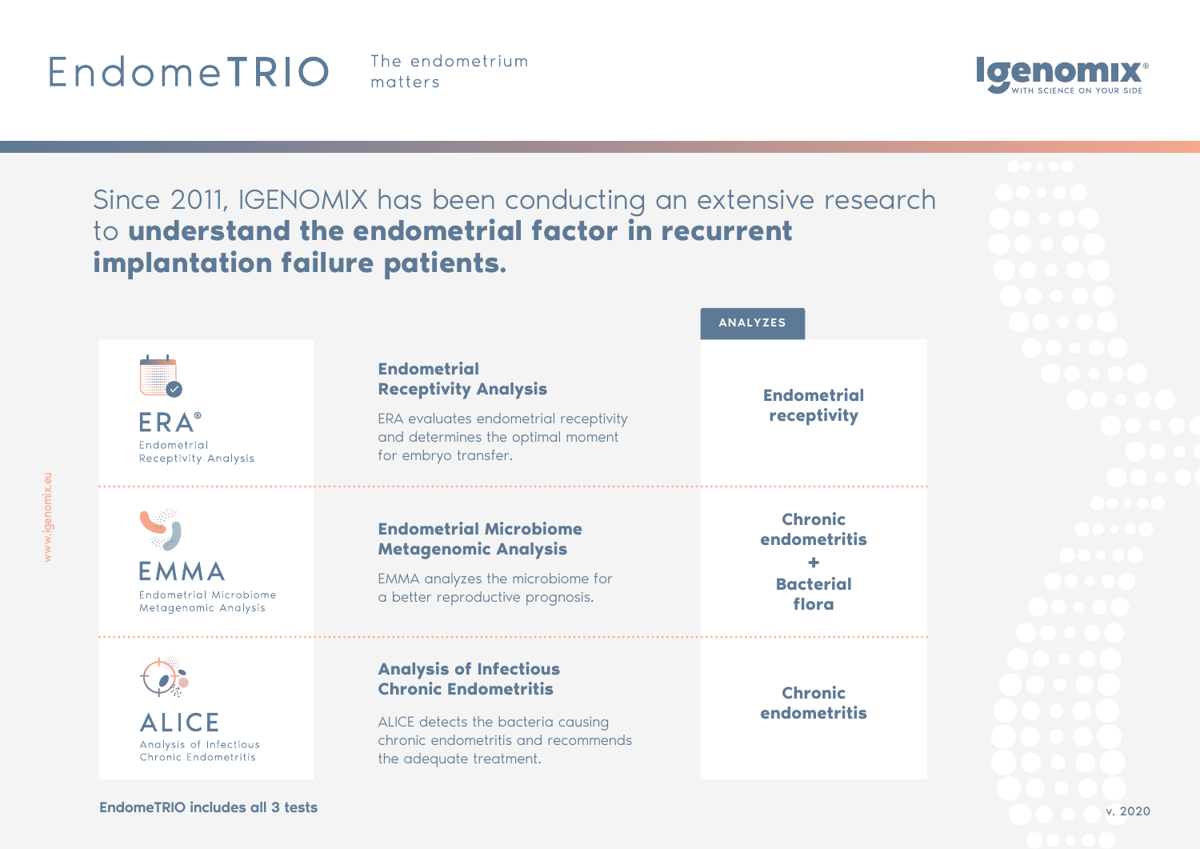# EndomeTRIO

The endometrium matters

Igenomix® WITH SCIENCE ON YOUR SIDE

Since 2011, IGENOMIX has been conducting an extensive research to **understand the endometrial factor in recurrent implantation failure patients.**

| Test | Description | ANALYZES |
| --- | --- | --- |
| **ERA®** Endometrial Receptivity Analysis | **Endometrial Receptivity Analysis** ERA evaluates endometrial receptivity and determines the optimal moment for embryo transfer. | **Endometrial receptivity** |
| **EMMA** Endometrial Microbiome Metagenomic Analysis | **Endometrial Microbiome Metagenomic Analysis** EMMA analyzes the microbiome for a better reproductive prognosis. | **Chronic endometritis + Bacterial flora** |
| **ALICE** Analysis of Infectious Chronic Endometritis | **Analysis of Infectious Chronic Endometritis** ALICE detects the bacteria causing chronic endometritis and recommends the adequate treatment. | **Chronic endometritis** |

**EndomeTRIO includes all 3 tests**

www.igenomix.eu

v. 2020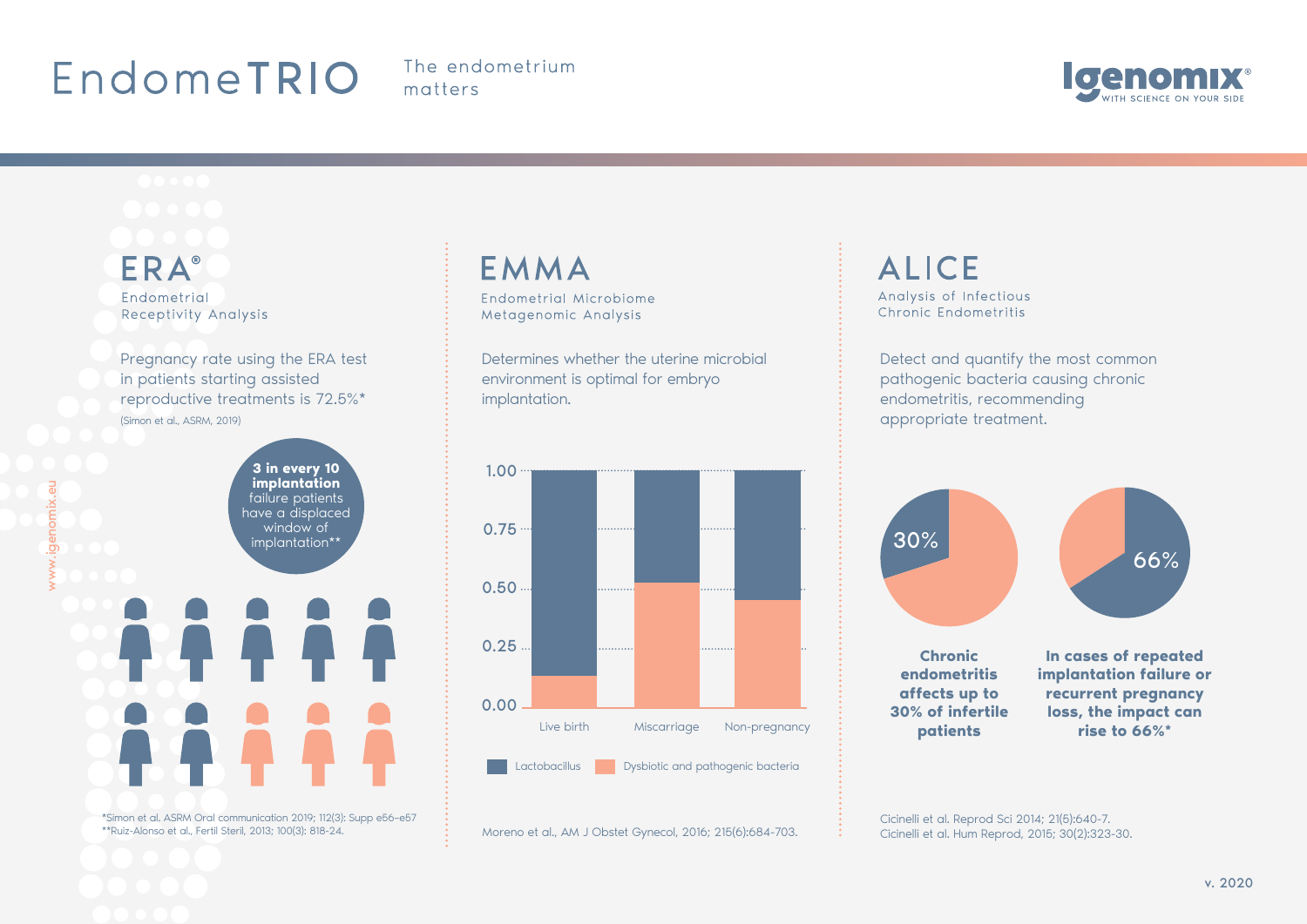# EndomeTRIO

The endometrium matters

Igenomix® WITH SCIENCE ON YOUR SIDE

## ERA®

Endometrial Receptivity Analysis

Pregnancy rate using the ERA test in patients starting assisted reproductive treatments is 72.5%*
(Simon et al., ASRM, 2019)

**3 in every 10 implantation** failure patients have a displaced window of implantation**

*Simon et al. ASRM Oral communication 2019; 112(3): Supp e66-e57
**Ruiz-Alonso et al., Fertil Steril, 2013; 100(3): 818-24.

## EMMA

Endometrial Microbiome Metagenomic Analysis

Determines whether the uterine microbial environment is optimal for embryo implantation.

1.00
0.75
0.50
0.25
0.00

Live birth
Miscarriage
Non-pregnancy

Lactobacillus
Dysbiotic and pathogenic bacteria

Moreno et al., AM J Obstet Gynecol, 2016; 215(6):684-703.

## ALICE

Analysis of Infectious Chronic Endometritis

Detect and quantify the most common pathogenic bacteria causing chronic endometritis, recommending appropriate treatment.

30%

**Chronic endometritis affects up to 30% of infertile patients**

66%

**In cases of repeated implantation failure or recurrent pregnancy loss, the impact can rise to 66%***

Cicinelli et al. Reprod Sci 2014; 21(5):640-7.
Cicinelli et al. Hum Reprod, 2015; 30(2):323-30.

www.igenomix.eu

v. 2020